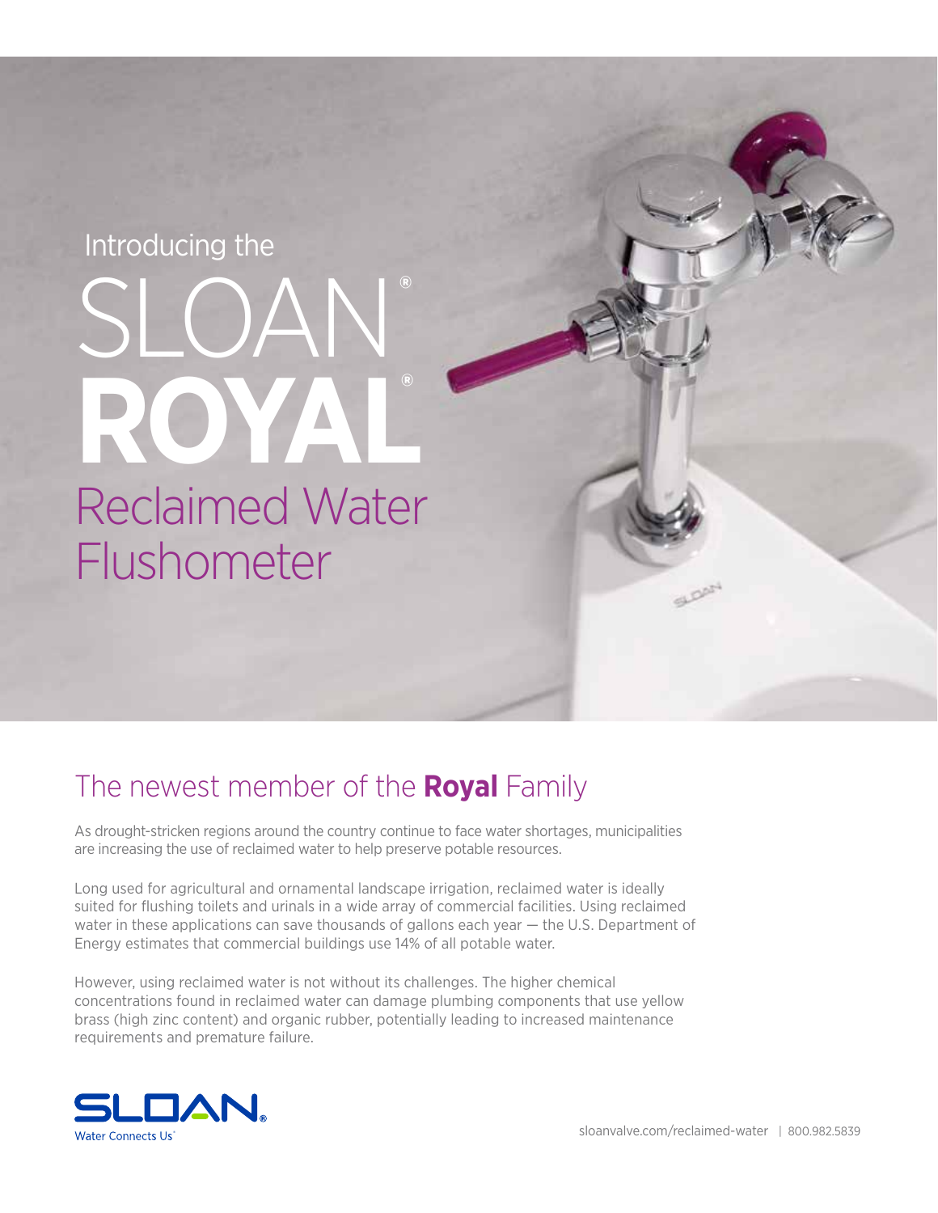Introducing the

# SLOAN® ROYAL® Reclaimed Water Flushometer

## The newest member of the **Royal** Family

As drought-stricken regions around the country continue to face water shortages, municipalities are increasing the use of reclaimed water to help preserve potable resources.

Long used for agricultural and ornamental landscape irrigation, reclaimed water is ideally suited for flushing toilets and urinals in a wide array of commercial facilities. Using reclaimed water in these applications can save thousands of gallons each year — the U.S. Department of Energy estimates that commercial buildings use 14% of all potable water.

However, using reclaimed water is not without its challenges. The higher chemical concentrations found in reclaimed water can damage plumbing components that use yellow brass (high zinc content) and organic rubber, potentially leading to increased maintenance requirements and premature failure.

SLOAN®
Water Connects Us®

sloanvalve.com/reclaimed-water | 800.982.5839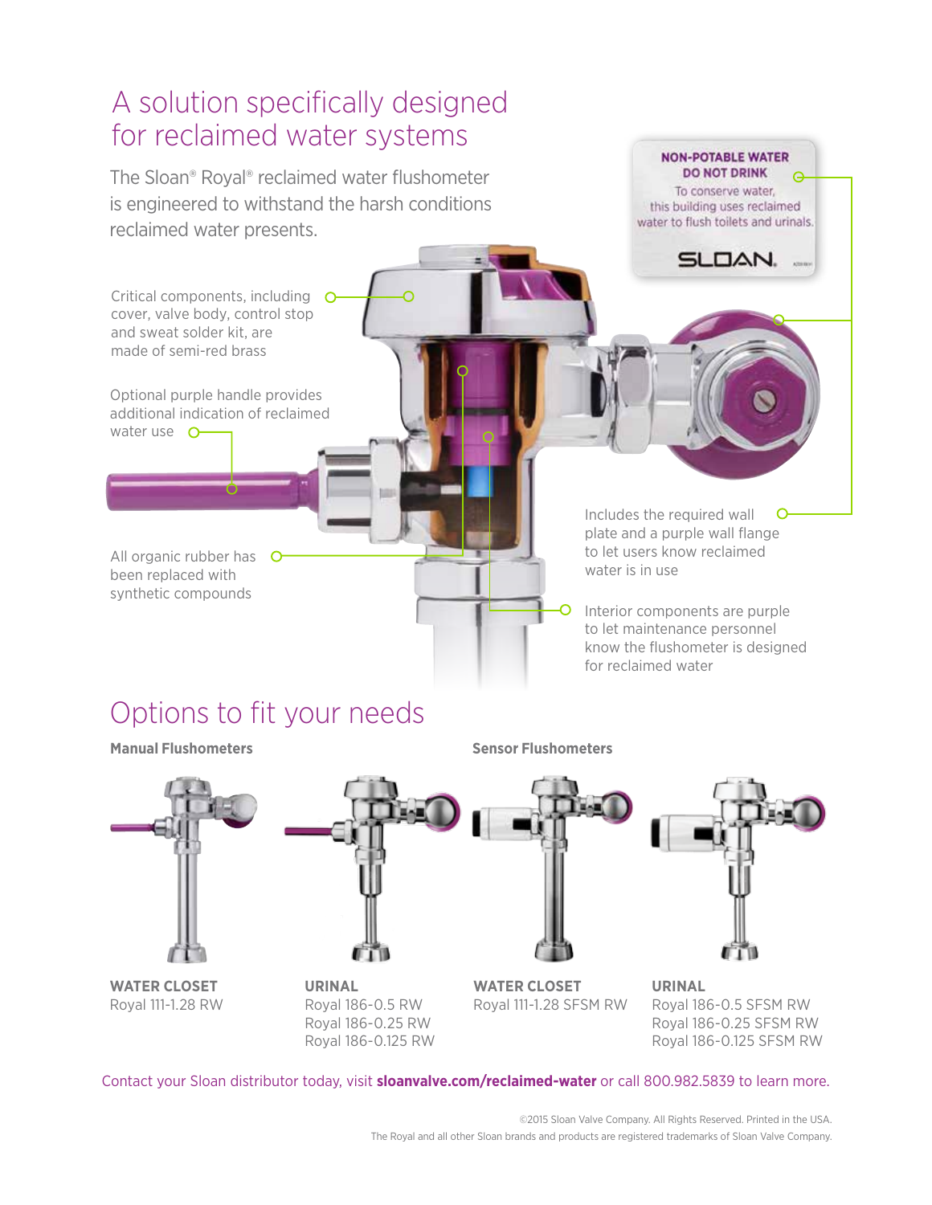# A solution specifically designed for reclaimed water systems

The Sloan® Royal® reclaimed water flushometer is engineered to withstand the harsh conditions reclaimed water presents.

**NON-POTABLE WATER**
**DO NOT DRINK**
To conserve water, this building uses reclaimed water to flush toilets and urinals.
SLOAN.

Critical components, including cover, valve body, control stop and sweat solder kit, are made of semi-red brass

Optional purple handle provides additional indication of reclaimed water use

All organic rubber has been replaced with synthetic compounds

Includes the required wall plate and a purple wall flange to let users know reclaimed water is in use

Interior components are purple to let maintenance personnel know the flushometer is designed for reclaimed water

# Options to fit your needs

**Manual Flushometers**

**WATER CLOSET**
Royal 111-1.28 RW

**URINAL**
Royal 186-0.5 RW
Royal 186-0.25 RW
Royal 186-0.125 RW

**Sensor Flushometers**

**WATER CLOSET**
Royal 111-1.28 SFSM RW

**URINAL**
Royal 186-0.5 SFSM RW
Royal 186-0.25 SFSM RW
Royal 186-0.125 SFSM RW

Contact your Sloan distributor today, visit **sloanvalve.com/reclaimed-water** or call 800.982.5839 to learn more.

©2015 Sloan Valve Company. All Rights Reserved. Printed in the USA.
The Royal and all other Sloan brands and products are registered trademarks of Sloan Valve Company.